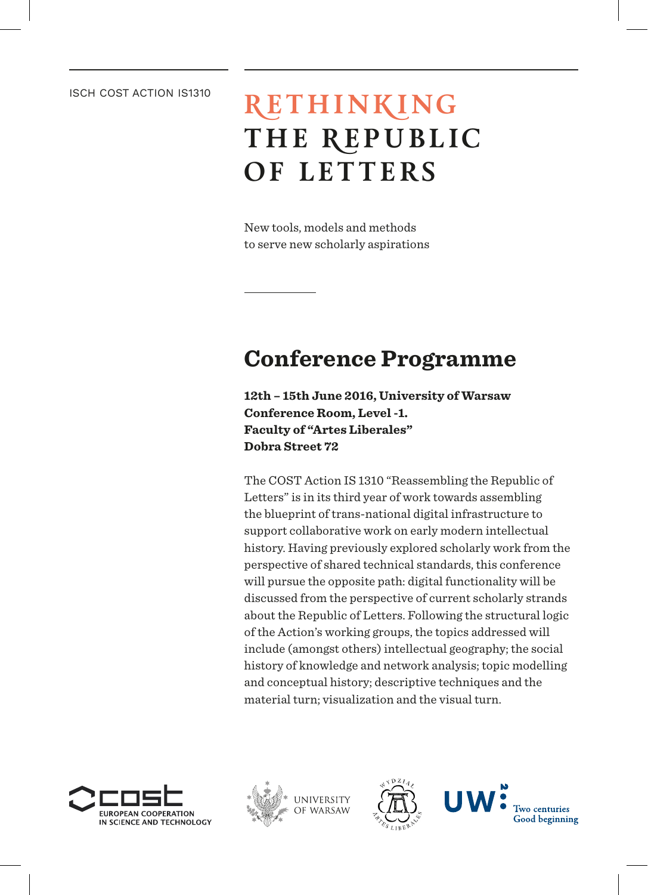ISCH COST ACTION IS1310

# RETHINKING THE REPUBLIC OF LETTERS

New tools, models and methods
to serve new scholarly aspirations

## Conference Programme

**12th – 15th June 2016, University of Warsaw**
**Conference Room, Level -1.**
**Faculty of "Artes Liberales"**
**Dobra Street 72**

The COST Action IS 1310 "Reassembling the Republic of Letters" is in its third year of work towards assembling the blueprint of trans-national digital infrastructure to support collaborative work on early modern intellectual history. Having previously explored scholarly work from the perspective of shared technical standards, this conference will pursue the opposite path: digital functionality will be discussed from the perspective of current scholarly strands about the Republic of Letters. Following the structural logic of the Action's working groups, the topics addressed will include (amongst others) intellectual geography; the social history of knowledge and network analysis; topic modelling and conceptual history; descriptive techniques and the material turn; visualization and the visual turn.

EUROPEAN COOPERATION IN SCIENCE AND TECHNOLOGY

UNIVERSITY OF WARSAW

UW Two centuries Good beginning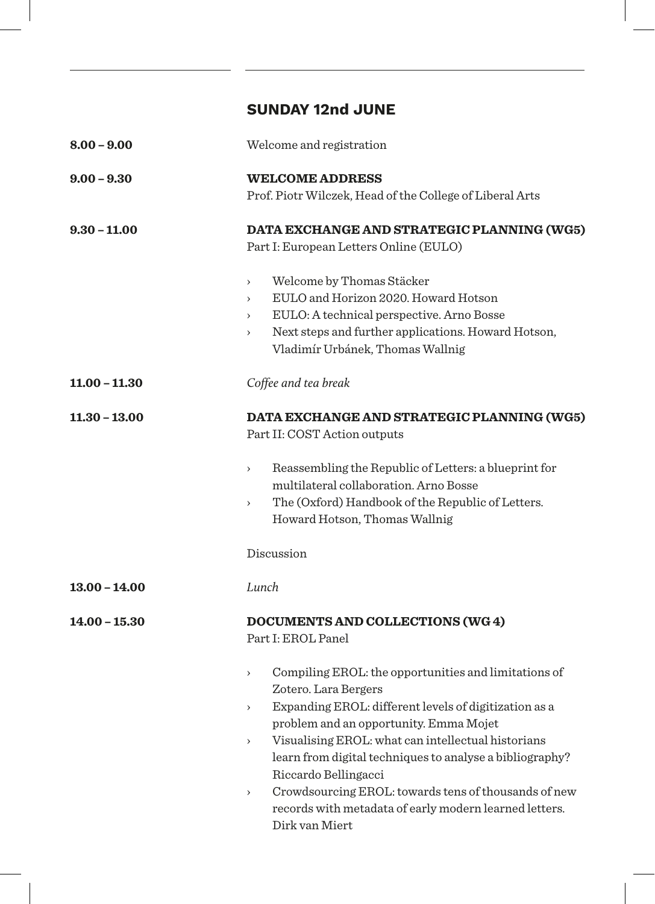## SUNDAY 12nd JUNE

**8.00 – 9.00**

Welcome and registration

**9.00 – 9.30**

**WELCOME ADDRESS**
Prof. Piotr Wilczek, Head of the College of Liberal Arts

**9.30 – 11.00**

**DATA EXCHANGE AND STRATEGIC PLANNING (WG5)**
Part I: European Letters Online (EULO)

- Welcome by Thomas Stäcker
- EULO and Horizon 2020. Howard Hotson
- EULO: A technical perspective. Arno Bosse
- Next steps and further applications. Howard Hotson, Vladimír Urbánek, Thomas Wallnig

**11.00 – 11.30**

*Coffee and tea break*

**11.30 – 13.00**

**DATA EXCHANGE AND STRATEGIC PLANNING (WG5)**
Part II: COST Action outputs

- Reassembling the Republic of Letters: a blueprint for multilateral collaboration. Arno Bosse
- The (Oxford) Handbook of the Republic of Letters. Howard Hotson, Thomas Wallnig

Discussion

**13.00 – 14.00**

*Lunch*

**14.00 – 15.30**

**DOCUMENTS AND COLLECTIONS (WG 4)**
Part I: EROL Panel

- Compiling EROL: the opportunities and limitations of Zotero. Lara Bergers
- Expanding EROL: different levels of digitization as a problem and an opportunity. Emma Mojet
- Visualising EROL: what can intellectual historians learn from digital techniques to analyse a bibliography? Riccardo Bellingacci
- Crowdsourcing EROL: towards tens of thousands of new records with metadata of early modern learned letters. Dirk van Miert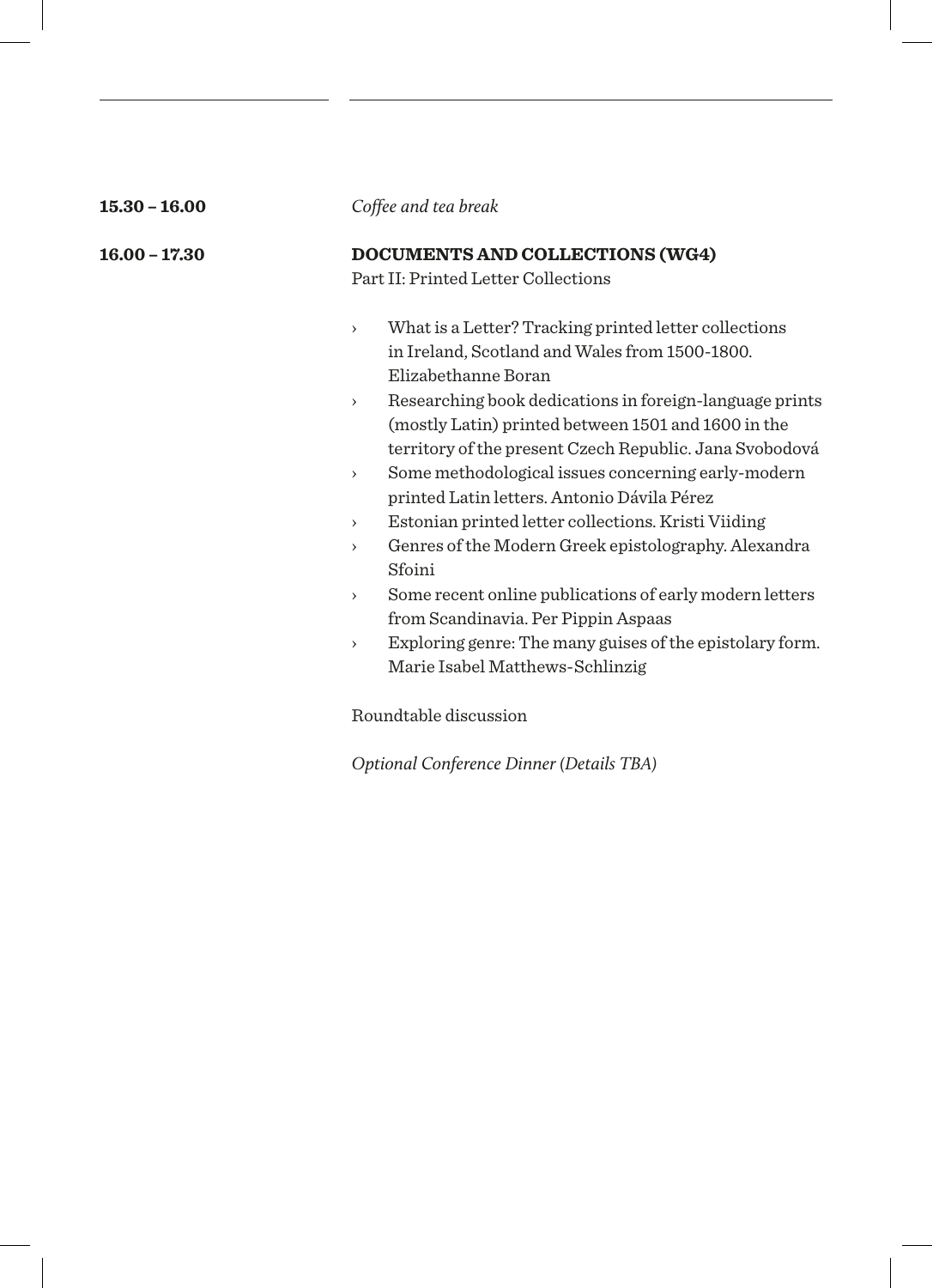**15.30 – 16.00**

*Coffee and tea break*

**16.00 – 17.30**

**DOCUMENTS AND COLLECTIONS (WG4)**
Part II: Printed Letter Collections

- What is a Letter? Tracking printed letter collections in Ireland, Scotland and Wales from 1500-1800. Elizabethanne Boran
- Researching book dedications in foreign-language prints (mostly Latin) printed between 1501 and 1600 in the territory of the present Czech Republic. Jana Svobodová
- Some methodological issues concerning early-modern printed Latin letters. Antonio Dávila Pérez
- Estonian printed letter collections. Kristi Viiding
- Genres of the Modern Greek epistolography. Alexandra Sfoini
- Some recent online publications of early modern letters from Scandinavia. Per Pippin Aspaas
- Exploring genre: The many guises of the epistolary form. Marie Isabel Matthews-Schlinzig

Roundtable discussion

*Optional Conference Dinner (Details TBA)*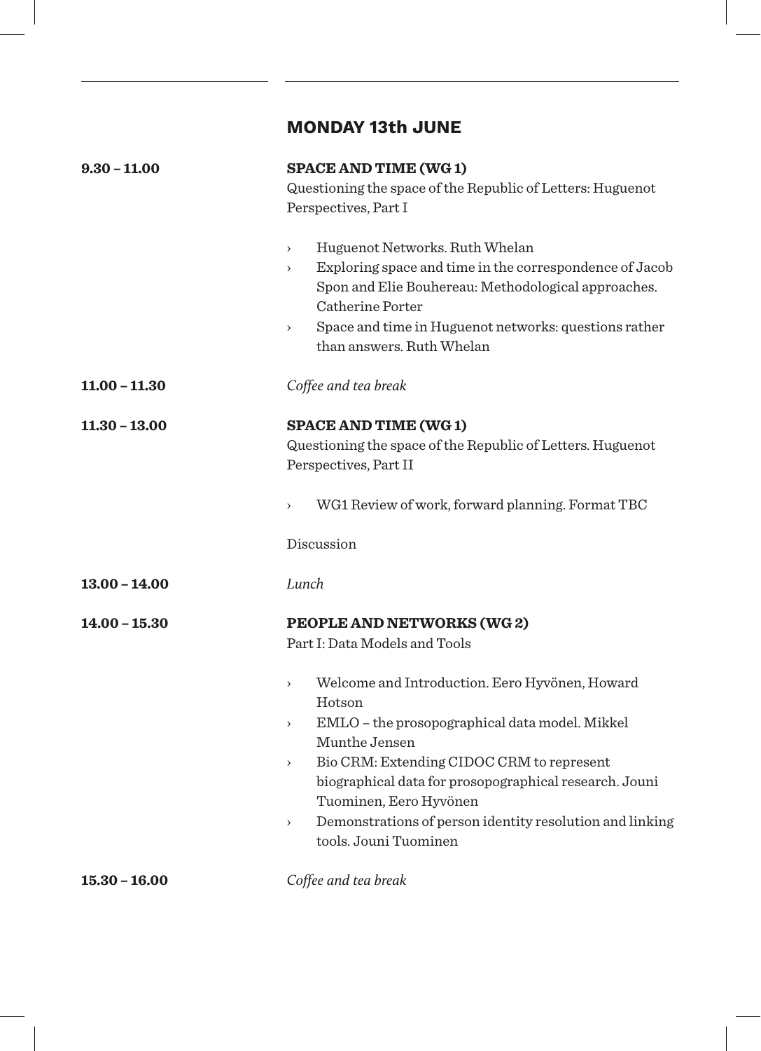## MONDAY 13th JUNE

**9.30 – 11.00**

**SPACE AND TIME (WG 1)**
Questioning the space of the Republic of Letters: Huguenot Perspectives, Part I

- Huguenot Networks. Ruth Whelan
- Exploring space and time in the correspondence of Jacob Spon and Elie Bouhereau: Methodological approaches. Catherine Porter
- Space and time in Huguenot networks: questions rather than answers. Ruth Whelan

**11.00 – 11.30**

*Coffee and tea break*

**11.30 – 13.00**

**SPACE AND TIME (WG 1)**
Questioning the space of the Republic of Letters. Huguenot Perspectives, Part II

- WG1 Review of work, forward planning. Format TBC

Discussion

**13.00 – 14.00**

*Lunch*

**14.00 – 15.30**

**PEOPLE AND NETWORKS (WG 2)**
Part I: Data Models and Tools

- Welcome and Introduction. Eero Hyvönen, Howard Hotson
- EMLO – the prosopographical data model. Mikkel Munthe Jensen
- Bio CRM: Extending CIDOC CRM to represent biographical data for prosopographical research. Jouni Tuominen, Eero Hyvönen
- Demonstrations of person identity resolution and linking tools. Jouni Tuominen

**15.30 – 16.00**

*Coffee and tea break*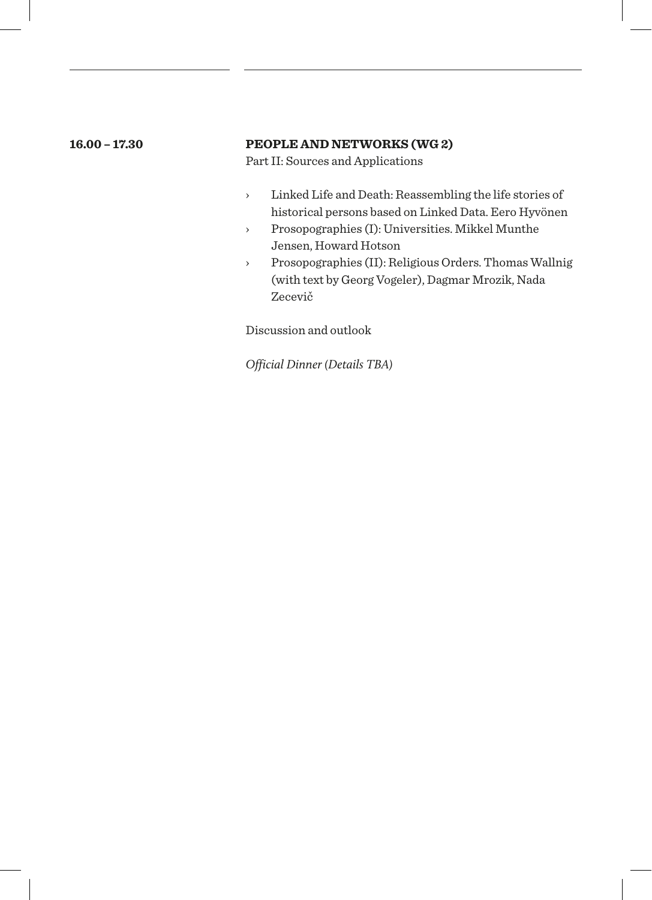**16.00 – 17.30**

**PEOPLE AND NETWORKS (WG 2)**
Part II: Sources and Applications

- Linked Life and Death: Reassembling the life stories of historical persons based on Linked Data. Eero Hyvönen
- Prosopographies (I): Universities. Mikkel Munthe Jensen, Howard Hotson
- Prosopographies (II): Religious Orders. Thomas Wallnig (with text by Georg Vogeler), Dagmar Mrozik, Nada Zecevič

Discussion and outlook

*Official Dinner (Details TBA)*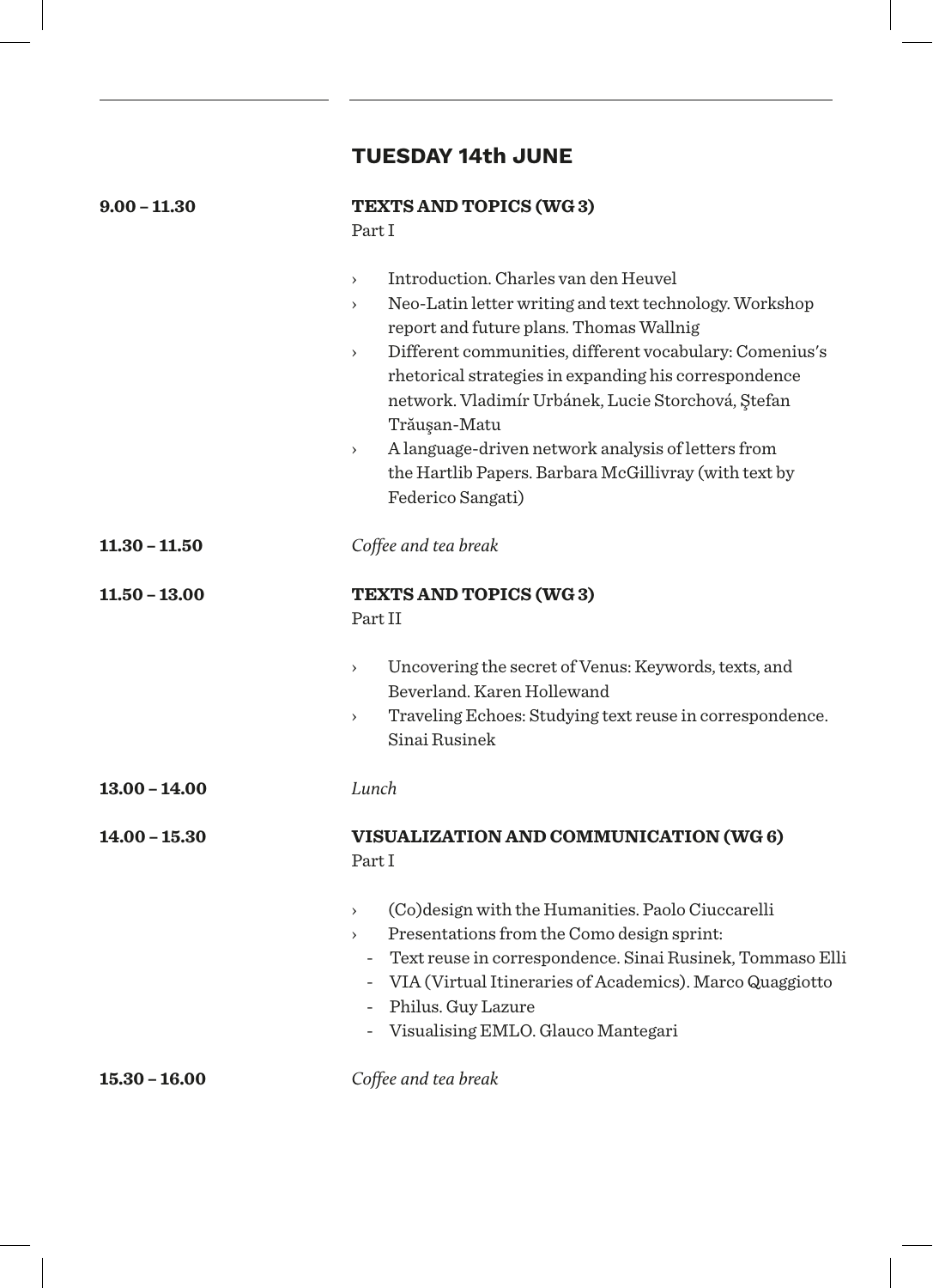## TUESDAY 14th JUNE

**9.00 – 11.30**

**TEXTS AND TOPICS (WG 3)**
Part I

- Introduction. Charles van den Heuvel
- Neo-Latin letter writing and text technology. Workshop report and future plans. Thomas Wallnig
- Different communities, different vocabulary: Comenius's rhetorical strategies in expanding his correspondence network. Vladimír Urbánek, Lucie Storchová, Ştefan Trăuşan-Matu
- A language-driven network analysis of letters from the Hartlib Papers. Barbara McGillivray (with text by Federico Sangati)

**11.30 – 11.50**

*Coffee and tea break*

**11.50 – 13.00**

**TEXTS AND TOPICS (WG 3)**
Part II

- Uncovering the secret of Venus: Keywords, texts, and Beverland. Karen Hollewand
- Traveling Echoes: Studying text reuse in correspondence. Sinai Rusinek

**13.00 – 14.00**

*Lunch*

**14.00 – 15.30**

**VISUALIZATION AND COMMUNICATION (WG 6)**
Part I

- (Co)design with the Humanities. Paolo Ciuccarelli
- Presentations from the Como design sprint:
  - Text reuse in correspondence. Sinai Rusinek, Tommaso Elli
  - VIA (Virtual Itineraries of Academics). Marco Quaggiotto
  - Philus. Guy Lazure
  - Visualising EMLO. Glauco Mantegari

**15.30 – 16.00**

*Coffee and tea break*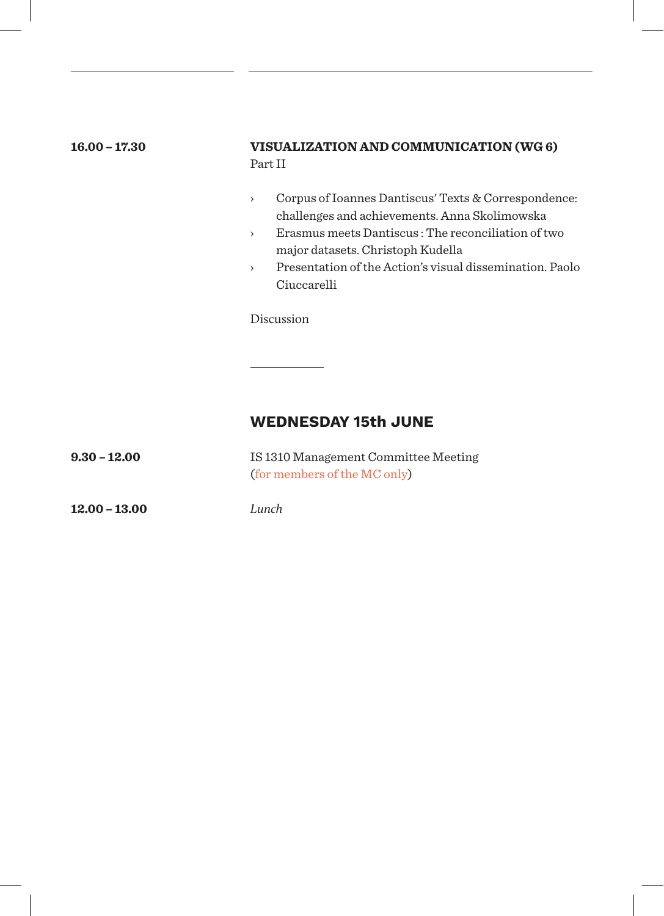**16.00 – 17.30**

**VISUALIZATION AND COMMUNICATION (WG 6)**
Part II

- Corpus of Ioannes Dantiscus' Texts & Correspondence: challenges and achievements. Anna Skolimowska
- Erasmus meets Dantiscus : The reconciliation of two major datasets. Christoph Kudella
- Presentation of the Action's visual dissemination. Paolo Ciuccarelli

Discussion

## WEDNESDAY 15th JUNE

**9.30 – 12.00**

IS 1310 Management Committee Meeting
(for members of the MC only)

**12.00 – 13.00**

*Lunch*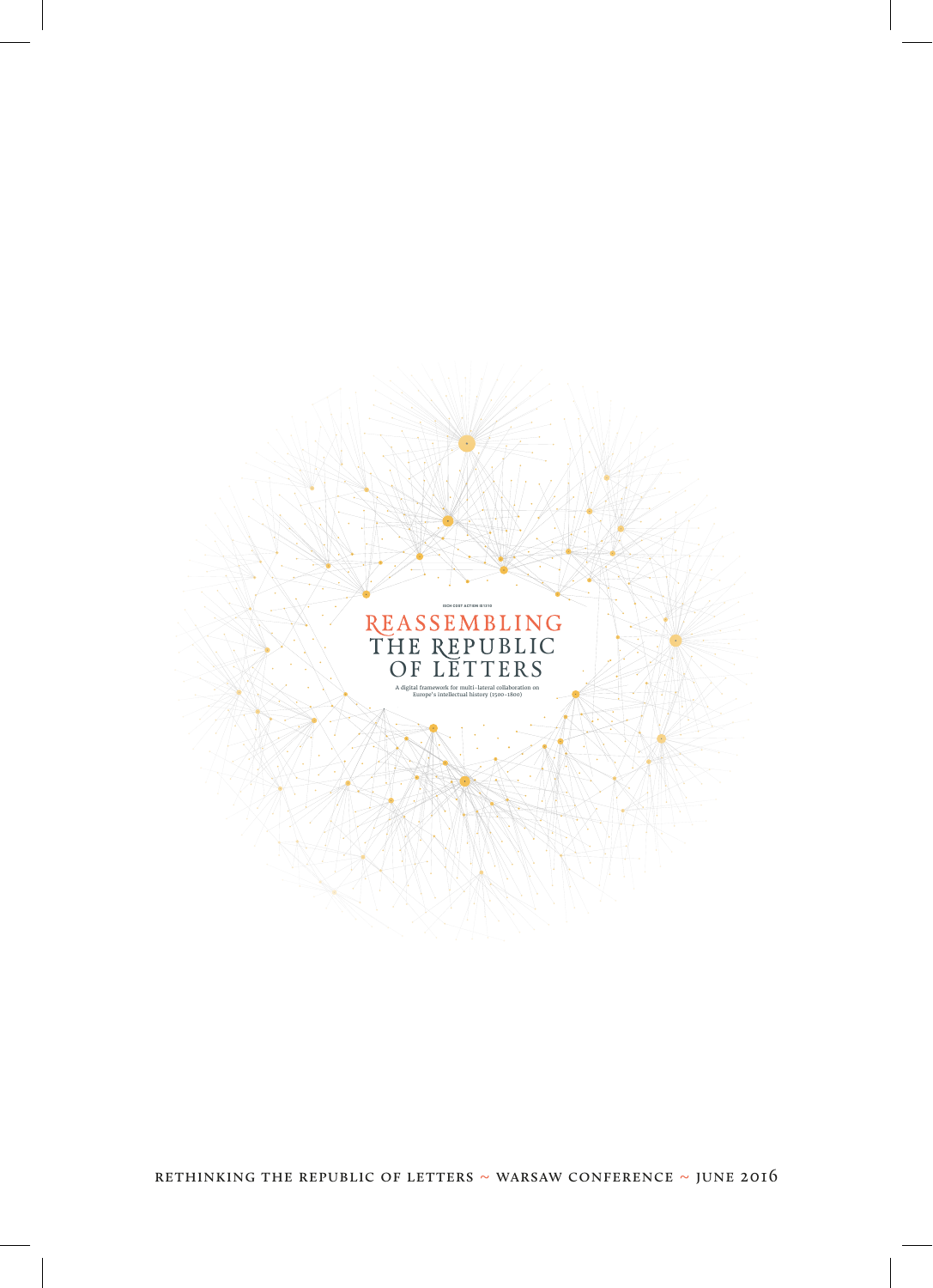ISCH COST ACTION IS1310

# REASSEMBLING THE REPUBLIC OF LETTERS

A digital framework for multi-lateral collaboration on Europe's intellectual history (1500–1800)

RETHINKING THE REPUBLIC OF LETTERS ~ WARSAW CONFERENCE ~ JUNE 2016